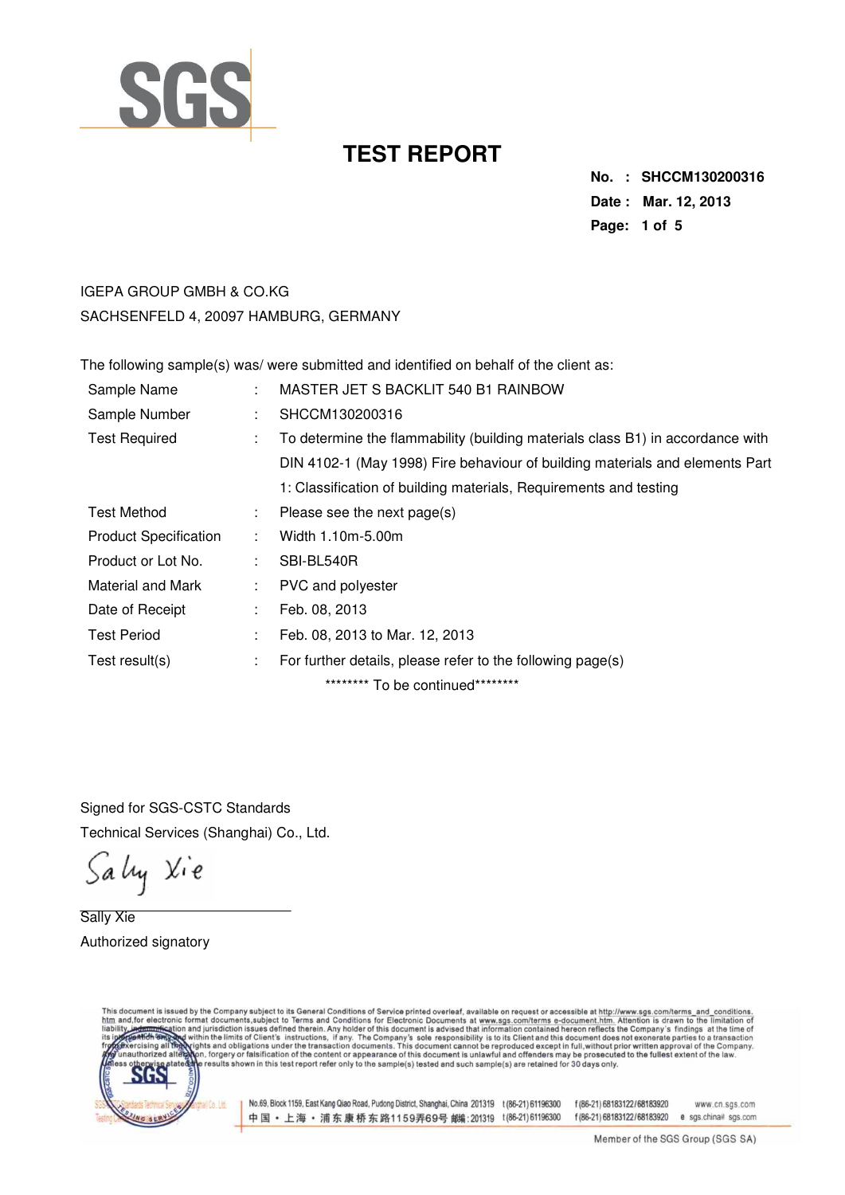# TEST REPORT

**No. : SHCCM130200316**
**Date : Mar. 12, 2013**

IGEPA GROUP GMBH & CO.KG
SACHSENFELD 4, 20097 HAMBURG, GERMANY

The following sample(s) was/ were submitted and identified on behalf of the client as:

| | | |
|---|---|---|
| Sample Name | : | MASTER JET S BACKLIT 540 B1 RAINBOW |
| Sample Number | : | SHCCM130200316 |
| Test Required | : | To determine the flammability (building materials class B1) in accordance with DIN 4102-1 (May 1998) Fire behaviour of building materials and elements Part 1: Classification of building materials, Requirements and testing |
| Test Method | : | Please see the next page(s) |
| Product Specification | : | Width 1.10m-5.00m |
| Product or Lot No. | : | SBI-BL540R |
| Material and Mark | : | PVC and polyester |
| Date of Receipt | : | Feb. 08, 2013 |
| Test Period | : | Feb. 08, 2013 to Mar. 12, 2013 |
| Test result(s) | : | For further details, please refer to the following page(s) |

******** To be continued********

Signed for SGS-CSTC Standards
Technical Services (Shanghai) Co., Ltd.

Sally Xie
Authorized signatory

This document is issued by the Company subject to its General Conditions of Service printed overleaf, available on request or accessible at http://www.sgs.com/terms_and_conditions.htm and,for electronic format documents,subject to Terms and Conditions for Electronic Documents at www.sgs.com/terms_e-document.htm. Attention is drawn to the limitation of liability, indemnification and jurisdiction issues defined therein. Any holder of this document is advised that information contained hereon reflects the Company's findings at the time of its intervention only and within the limits of Client's instructions, if any. The Company's sole responsibility is to its Client and this document does not exonerate parties to a transaction from exercising all their rights and obligations under the transaction documents. This document cannot be reproduced except in full,without prior written approval of the Company. Any unauthorized alteration, forgery or falsification of the content or appearance of this document is unlawful and offenders may be prosecuted to the fullest extent of the law. Unless otherwise stated the results shown in this test report refer only to the sample(s) tested and such sample(s) are retained for 30 days only.

No.69, Block 1159, East Kang Qiao Road, Pudong District, Shanghai, China 201319 t(86-21) 61196300 f(86-21) 68183122/68183920 www.cn.sgs.com
中国・上海・浦东康桥东路1159弄69号 邮编:201319 t(86-21)61196300 f(86-21)68183122/68183920 e sgs.china@sgs.com

Member of the SGS Group (SGS SA)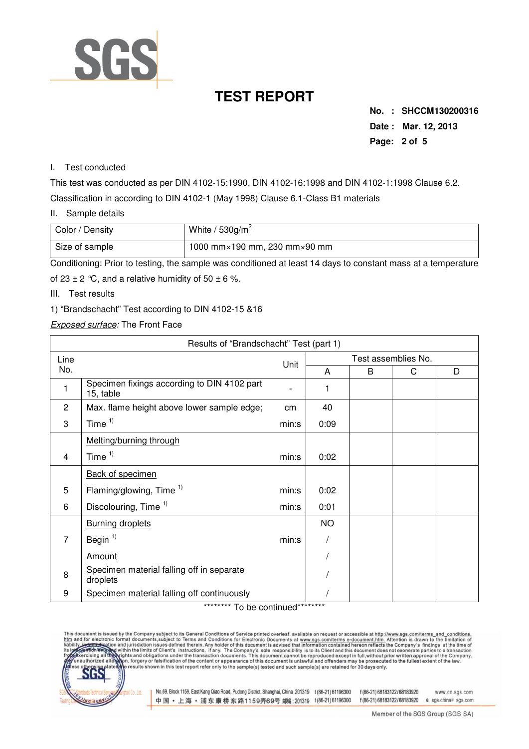# TEST REPORT

**No. : SHCCM130200316**
**Date : Mar. 12, 2013**

I. Test conducted

This test was conducted as per DIN 4102-15:1990, DIN 4102-16:1998 and DIN 4102-1:1998 Clause 6.2.

Classification in according to DIN 4102-1 (May 1998) Clause 6.1-Class B1 materials

II. Sample details

| Color / Density | White / 530g/m$^2$ |
|---|---|
| Size of sample | 1000 mm×190 mm, 230 mm×90 mm |

Conditioning: Prior to testing, the sample was conditioned at least 14 days to constant mass at a temperature of 23 ± 2 ℃, and a relative humidity of 50 ± 6 %.

III. Test results

1) "Brandschacht" Test according to DIN 4102-15 &16

*Exposed surface:* The Front Face

| Results of "Brandschacht" Test (part 1) | | | | | | |
|---|---|---|---|---|---|---|
| Line No. | | Unit | Test assemblies No. | | | |
| | | | A | B | C | D |
| 1 | Specimen fixings according to DIN 4102 part 15, table | - | 1 | | | |
| 2 | Max. flame height above lower sample edge; | cm | 40 | | | |
| 3 | Time [1)] | min:s | 0:09 | | | |
| | Melting/burning through | | | | | |
| 4 | Time [1)] | min:s | 0:02 | | | |
| | Back of specimen | | | | | |
| 5 | Flaming/glowing, Time [1)] | min:s | 0:02 | | | |
| 6 | Discolouring, Time [1)] | min:s | 0:01 | | | |
| | Burning droplets | | NO | | | |
| 7 | Begin [1)] | min:s | / | | | |
| | Amount | | / | | | |
| 8 | Specimen material falling off in separate droplets | | / | | | |
| 9 | Specimen material falling off continuously | | / | | | |

******** To be continued********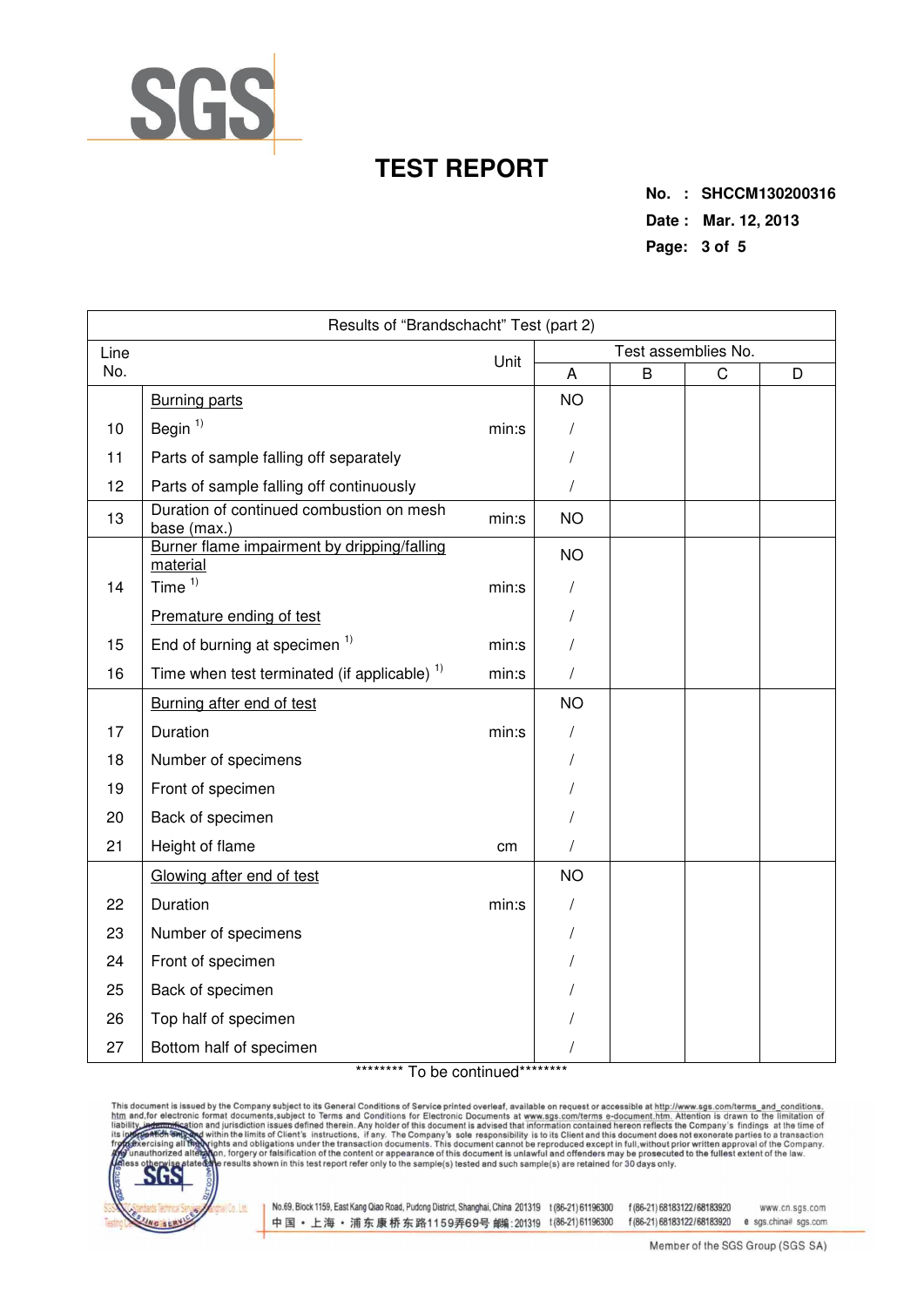# TEST REPORT

**No. : SHCCM130200316**
**Date : Mar. 12, 2013**

| Results of "Brandschacht" Test (part 2) | | | | | | |
|---|---|---|---|---|---|---|
| Line No. | | Unit | Test assemblies No. | | | |
| | | | A | B | C | D |
| | Burning parts | | NO | | | |
| 10 | Begin [1)] | min:s | / | | | |
| 11 | Parts of sample falling off separately | | / | | | |
| 12 | Parts of sample falling off continuously | | / | | | |
| 13 | Duration of continued combustion on mesh base (max.) | min:s | NO | | | |
| | Burner flame impairment by dripping/falling material | | NO | | | |
| 14 | Time [1)] | min:s | / | | | |
| | Premature ending of test | | / | | | |
| 15 | End of burning at specimen [1)] | min:s | / | | | |
| 16 | Time when test terminated (if applicable) [1)] | min:s | / | | | |
| | Burning after end of test | | NO | | | |
| 17 | Duration | min:s | / | | | |
| 18 | Number of specimens | | / | | | |
| 19 | Front of specimen | | / | | | |
| 20 | Back of specimen | | / | | | |
| 21 | Height of flame | cm | / | | | |
| | Glowing after end of test | | NO | | | |
| 22 | Duration | min:s | / | | | |
| 23 | Number of specimens | | / | | | |
| 24 | Front of specimen | | / | | | |
| 25 | Back of specimen | | / | | | |
| 26 | Top half of specimen | | / | | | |
| 27 | Bottom half of specimen | | / | | | |

******** To be continued********

This document is issued by the Company subject to its General Conditions of Service printed overleaf, available on request or accessible at http://www.sgs.com/terms_and_conditions.htm and,for electronic format documents,subject to Terms and Conditions for Electronic Documents at www.sgs.com/terms_e-document.htm. Attention is drawn to the limitation of liability, indemnification and jurisdiction issues defined therein. Any holder of this document is advised that information contained hereon reflects the Company's findings at the time of its intervention only and within the limits of Client's instructions, if any. The Company's sole responsibility is to its Client and this document does not exonerate parties to a transaction from exercising all their rights and obligations under the transaction documents. This document cannot be reproduced except in full,without prior written approval of the Company. Any unauthorized alteration, forgery or falsification of the content or appearance of this document is unlawful and offenders may be prosecuted to the fullest extent of the law. Unless otherwise stated the results shown in this test report refer only to the sample(s) tested and such sample(s) are retained for 30 days only.

No.69, Block 1159, East Kang Qiao Road, Pudong District, Shanghai, China 201319 t (86-21) 61196300 f (86-21) 68183122/68183920 www.cn.sgs.com
中国・上海・浦东康桥东路1159弄69号 邮编: 201319 t (86-21) 61196300 f (86-21) 68183122/68183920 e sgs.china@sgs.com

Member of the SGS Group (SGS SA)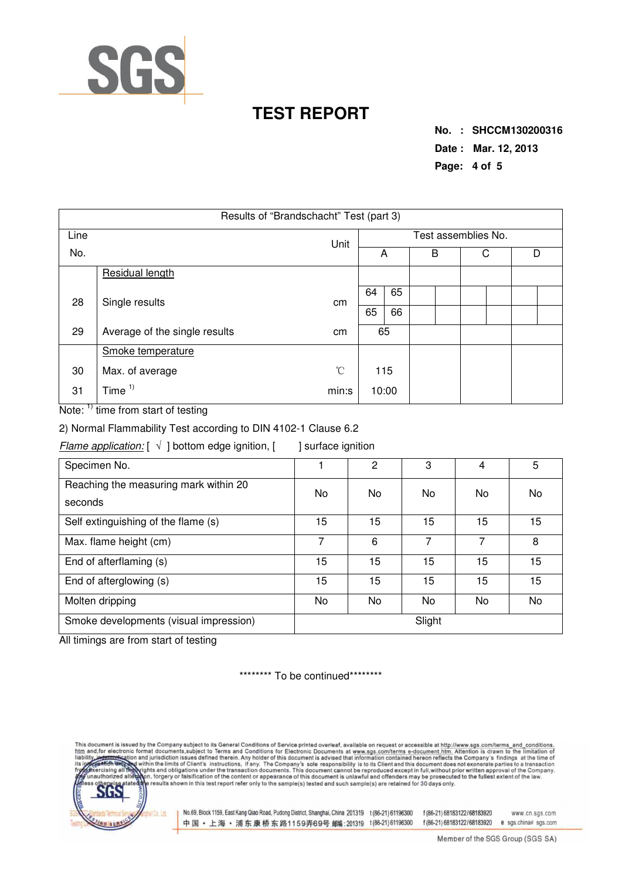# TEST REPORT

**No. : SHCCM130200316**
**Date : Mar. 12, 2013**

| Results of "Brandschacht" Test (part 3) | | | | | | | | | | | |
|---|---|---|---|---|---|---|---|---|---|---|---|
| Line No. | | Unit | Test assemblies No. | | | | | | | | |
| | | | A | | B | | C | | D | | |
| | Residual length | | | | | | | | | | |
| 28 | Single results | cm | 64 | 65 | | | | | | | |
| | | | 65 | 66 | | | | | | | |
| 29 | Average of the single results | cm | 65 | | | | | | | | |
| | Smoke temperature | | | | | | | | | | |
| 30 | Max. of average | ℃ | 115 | | | | | | | | |
| 31 | Time [1] | min:s | 10:00 | | | | | | | | |

Note: [1] time from start of testing

2) Normal Flammability Test according to DIN 4102-1 Clause 6.2

*Flame application:* [ √ ] bottom edge ignition, [ ] surface ignition

| Specimen No. | 1 | 2 | 3 | 4 | 5 |
|---|---|---|---|---|---|
| Reaching the measuring mark within 20 seconds | No | No | No | No | No |
| Self extinguishing of the flame (s) | 15 | 15 | 15 | 15 | 15 |
| Max. flame height (cm) | 7 | 6 | 7 | 7 | 8 |
| End of afterflaming (s) | 15 | 15 | 15 | 15 | 15 |
| End of afterglowing (s) | 15 | 15 | 15 | 15 | 15 |
| Molten dripping | No | No | No | No | No |
| Smoke developments (visual impression) | Slight | | | | |

All timings are from start of testing

******** To be continued********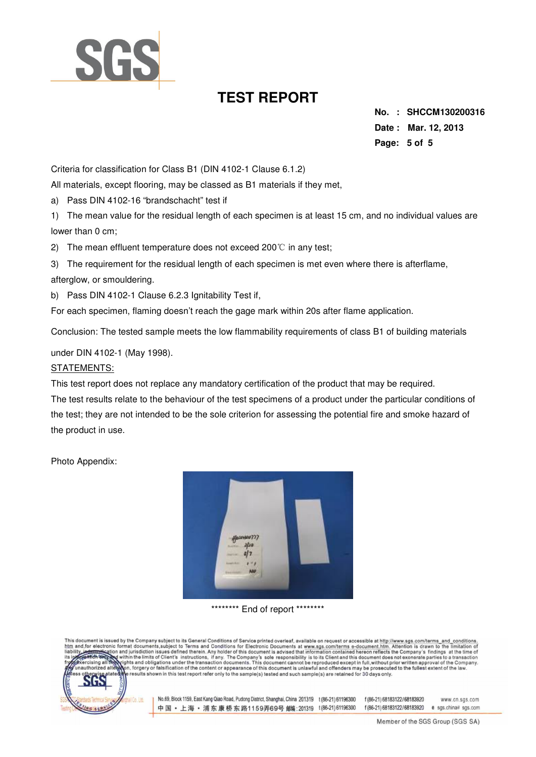# TEST REPORT

**No. : SHCCM130200316**
**Date : Mar. 12, 2013**

Criteria for classification for Class B1 (DIN 4102-1 Clause 6.1.2)

All materials, except flooring, may be classed as B1 materials if they met,

a) Pass DIN 4102-16 "brandschacht" test if

1) The mean value for the residual length of each specimen is at least 15 cm, and no individual values are lower than 0 cm;

2) The mean effluent temperature does not exceed 200℃ in any test;

3) The requirement for the residual length of each specimen is met even where there is afterflame, afterglow, or smouldering.

b) Pass DIN 4102-1 Clause 6.2.3 Ignitability Test if,

For each specimen, flaming doesn't reach the gage mark within 20s after flame application.

Conclusion: The tested sample meets the low flammability requirements of class B1 of building materials under DIN 4102-1 (May 1998).

STATEMENTS:

This test report does not replace any mandatory certification of the product that may be required.

The test results relate to the behaviour of the test specimens of a product under the particular conditions of the test; they are not intended to be the sole criterion for assessing the potential fire and smoke hazard of the product in use.

Photo Appendix:

******** End of report ********

This document is issued by the Company subject to its General Conditions of Service printed overleaf, available on request or accessible at http://www.sgs.com/terms_and_conditions.htm and, for electronic format documents, subject to Terms and Conditions for Electronic Documents at www.sgs.com/terms_e-document.htm. Attention is drawn to the limitation of liability, indemnification and jurisdiction issues defined therein. Any holder of this document is advised that information contained hereon reflects the Company's findings at the time of its intervention only and within the limits of Client's instructions, if any. The Company's sole responsibility is to its Client and this document does not exonerate parties to a transaction from exercising all their rights and obligations under the transaction documents. This document cannot be reproduced except in full, without prior written approval of the Company. Any unauthorized alteration, forgery or falsification of the content or appearance of this document is unlawful and offenders may be prosecuted to the fullest extent of the law. Unless otherwise stated the results shown in this test report refer only to the sample(s) tested and such sample(s) are retained for 30 days only.

No.69, Block 1159, East Kang Qiao Road, Pudong District, Shanghai, China 201319 t (86-21) 61196300 f (86-21) 68183122/68183920 www.cn.sgs.com
中国 • 上海 • 浦东康桥东路1159弄69号 邮编: 201319 t (86-21) 61196300 f (86-21) 68183122/68183920 e sgs.china@sgs.com

Member of the SGS Group (SGS SA)